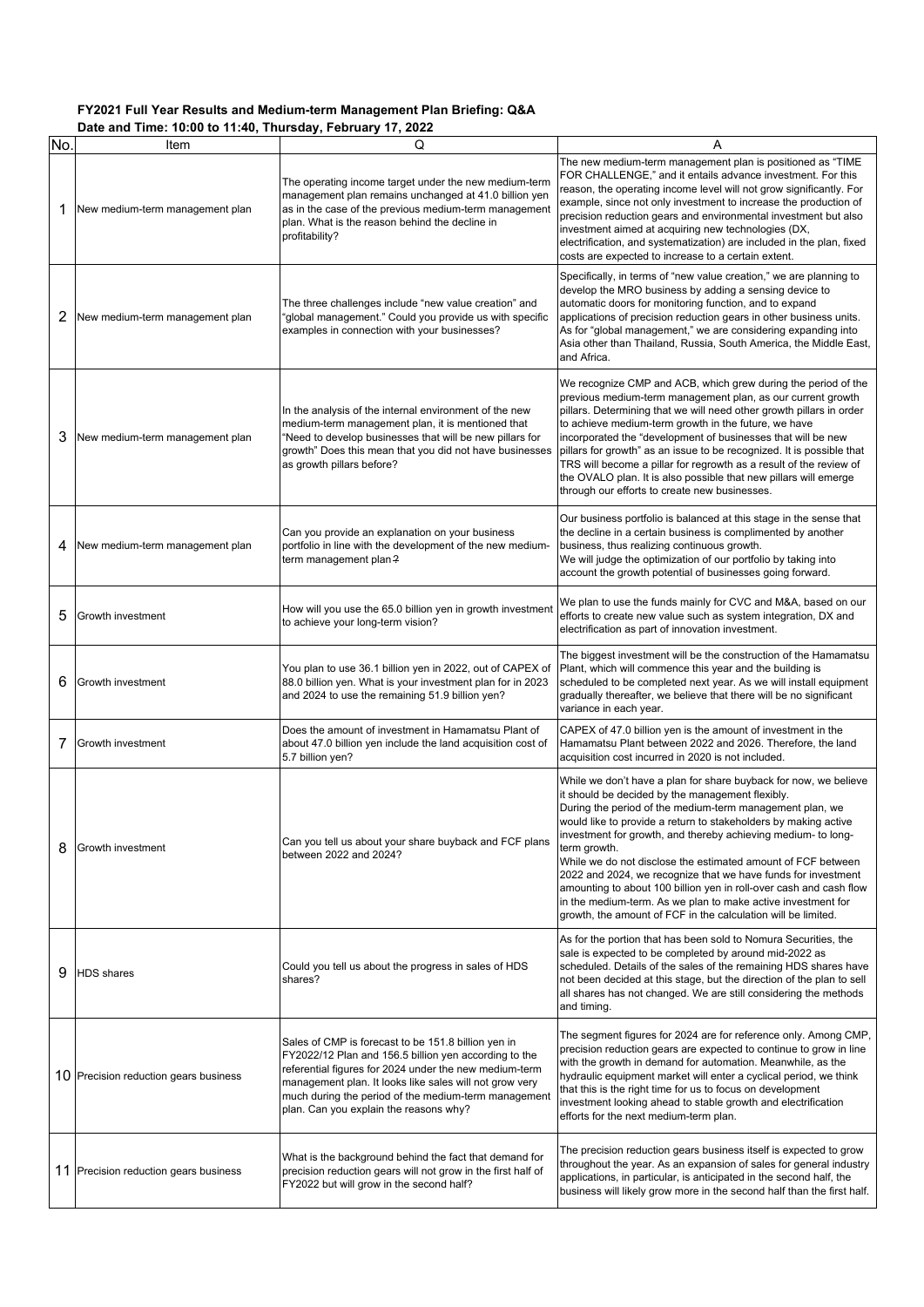**FY2021 Full Year Results and Medium-term Management Plan Briefing: Q&A**
**Date and Time: 10:00 to 11:40, Thursday, February 17, 2022**

| No. | Item | Q | A |
|---|---|---|---|
| 1 | New medium-term management plan | The operating income target under the new medium-term management plan remains unchanged at 41.0 billion yen as in the case of the previous medium-term management plan. What is the reason behind the decline in profitability? | The new medium-term management plan is positioned as "TIME FOR CHALLENGE," and it entails advance investment. For this reason, the operating income level will not grow significantly. For example, since not only investment to increase the production of precision reduction gears and environmental investment but also investment aimed at acquiring new technologies (DX, electrification, and systematization) are included in the plan, fixed costs are expected to increase to a certain extent. |
| 2 | New medium-term management plan | The three challenges include "new value creation" and "global management." Could you provide us with specific examples in connection with your businesses? | Specifically, in terms of "new value creation," we are planning to develop the MRO business by adding a sensing device to automatic doors for monitoring function, and to expand applications of precision reduction gears in other business units. As for "global management," we are considering expanding into Asia other than Thailand, Russia, South America, the Middle East, and Africa. |
| 3 | New medium-term management plan | In the analysis of the internal environment of the new medium-term management plan, it is mentioned that "Need to develop businesses that will be new pillars for growth" Does this mean that you did not have businesses as growth pillars before? | We recognize CMP and ACB, which grew during the period of the previous medium-term management plan, as our current growth pillars. Determining that we will need other growth pillars in order to achieve medium-term growth in the future, we have incorporated the "development of businesses that will be new pillars for growth" as an issue to be recognized. It is possible that TRS will become a pillar for regrowth as a result of the review of the OVALO plan. It is also possible that new pillars will emerge through our efforts to create new businesses. |
| 4 | New medium-term management plan | Can you provide an explanation on your business portfolio in line with the development of the new medium-term management plan ? | Our business portfolio is balanced at this stage in the sense that the decline in a certain business is complimented by another business, thus realizing continuous growth.<br>We will judge the optimization of our portfolio by taking into account the growth potential of businesses going forward. |
| 5 | Growth investment | How will you use the 65.0 billion yen in growth investment to achieve your long-term vision? | We plan to use the funds mainly for CVC and M&A, based on our efforts to create new value such as system integration, DX and electrification as part of innovation investment. |
| 6 | Growth investment | You plan to use 36.1 billion yen in 2022, out of CAPEX of 88.0 billion yen. What is your investment plan for in 2023 and 2024 to use the remaining 51.9 billion yen? | The biggest investment will be the construction of the Hamamatsu Plant, which will commence this year and the building is scheduled to be completed next year. As we will install equipment gradually thereafter, we believe that there will be no significant variance in each year. |
| 7 | Growth investment | Does the amount of investment in Hamamatsu Plant of about 47.0 billion yen include the land acquisition cost of 5.7 billion yen? | CAPEX of 47.0 billion yen is the amount of investment in the Hamamatsu Plant between 2022 and 2026. Therefore, the land acquisition cost incurred in 2020 is not included. |
| 8 | Growth investment | Can you tell us about your share buyback and FCF plans between 2022 and 2024? | While we don't have a plan for share buyback for now, we believe it should be decided by the management flexibly.<br>During the period of the medium-term management plan, we would like to provide a return to stakeholders by making active investment for growth, and thereby achieving medium- to long-term growth.<br>While we do not disclose the estimated amount of FCF between 2022 and 2024, we recognize that we have funds for investment amounting to about 100 billion yen in roll-over cash and cash flow in the medium-term. As we plan to make active investment for growth, the amount of FCF in the calculation will be limited. |
| 9 | HDS shares | Could you tell us about the progress in sales of HDS shares? | As for the portion that has been sold to Nomura Securities, the sale is expected to be completed by around mid-2022 as scheduled. Details of the sales of the remaining HDS shares have not been decided at this stage, but the direction of the plan to sell all shares has not changed. We are still considering the methods and timing. |
| 10 | Precision reduction gears business | Sales of CMP is forecast to be 151.8 billion yen in FY2022/12 Plan and 156.5 billion yen according to the referential figures for 2024 under the new medium-term management plan. It looks like sales will not grow very much during the period of the medium-term management plan. Can you explain the reasons why? | The segment figures for 2024 are for reference only. Among CMP, precision reduction gears are expected to continue to grow in line with the growth in demand for automation. Meanwhile, as the hydraulic equipment market will enter a cyclical period, we think that this is the right time for us to focus on development investment looking ahead to stable growth and electrification efforts for the next medium-term plan. |
| 11 | Precision reduction gears business | What is the background behind the fact that demand for precision reduction gears will not grow in the first half of FY2022 but will grow in the second half? | The precision reduction gears business itself is expected to grow throughout the year. As an expansion of sales for general industry applications, in particular, is anticipated in the second half, the business will likely grow more in the second half than the first half. |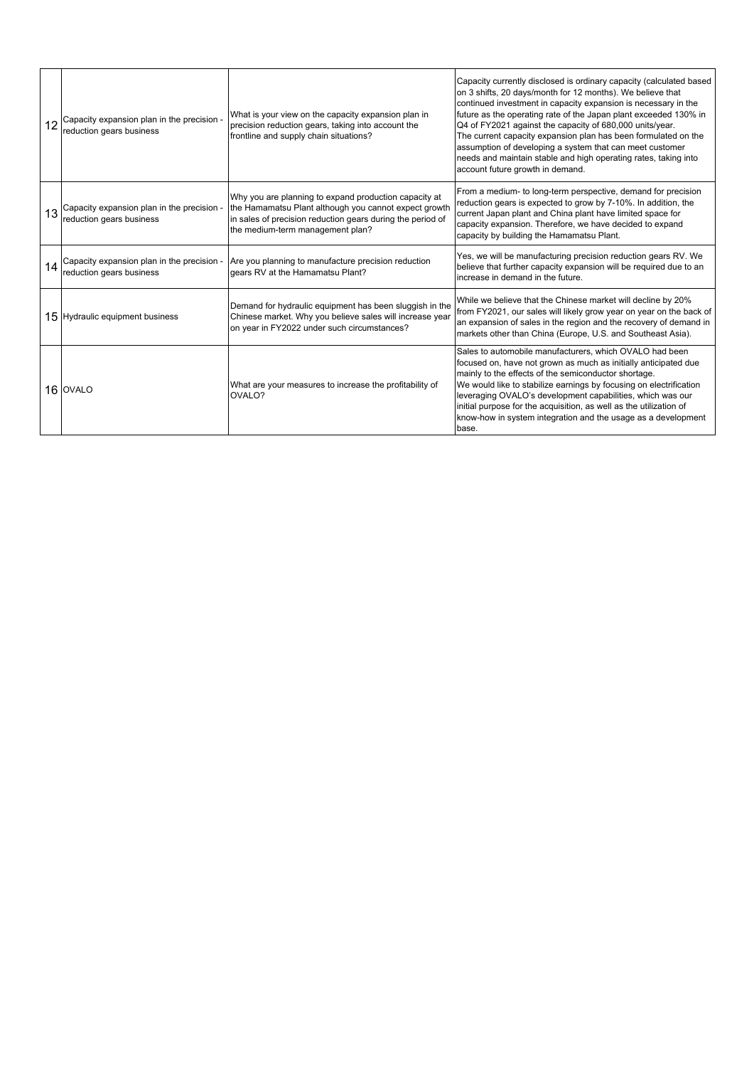| | | | |
|---|---|---|---|
| 12 | Capacity expansion plan in the precision - reduction gears business | What is your view on the capacity expansion plan in precision reduction gears, taking into account the frontline and supply chain situations? | Capacity currently disclosed is ordinary capacity (calculated based on 3 shifts, 20 days/month for 12 months). We believe that continued investment in capacity expansion is necessary in the future as the operating rate of the Japan plant exceeded 130% in Q4 of FY2021 against the capacity of 680,000 units/year. The current capacity expansion plan has been formulated on the assumption of developing a system that can meet customer needs and maintain stable and high operating rates, taking into account future growth in demand. |
| 13 | Capacity expansion plan in the precision - reduction gears business | Why you are planning to expand production capacity at the Hamamatsu Plant although you cannot expect growth in sales of precision reduction gears during the period of the medium-term management plan? | From a medium- to long-term perspective, demand for precision reduction gears is expected to grow by 7-10%. In addition, the current Japan plant and China plant have limited space for capacity expansion. Therefore, we have decided to expand capacity by building the Hamamatsu Plant. |
| 14 | Capacity expansion plan in the precision - reduction gears business | Are you planning to manufacture precision reduction gears RV at the Hamamatsu Plant? | Yes, we will be manufacturing precision reduction gears RV. We believe that further capacity expansion will be required due to an increase in demand in the future. |
| 15 | Hydraulic equipment business | Demand for hydraulic equipment has been sluggish in the Chinese market. Why you believe sales will increase year on year in FY2022 under such circumstances? | While we believe that the Chinese market will decline by 20% from FY2021, our sales will likely grow year on year on the back of an expansion of sales in the region and the recovery of demand in markets other than China (Europe, U.S. and Southeast Asia). |
| 16 | OVALO | What are your measures to increase the profitability of OVALO? | Sales to automobile manufacturers, which OVALO had been focused on, have not grown as much as initially anticipated due mainly to the effects of the semiconductor shortage. We would like to stabilize earnings by focusing on electrification leveraging OVALO's development capabilities, which was our initial purpose for the acquisition, as well as the utilization of know-how in system integration and the usage as a development base. |